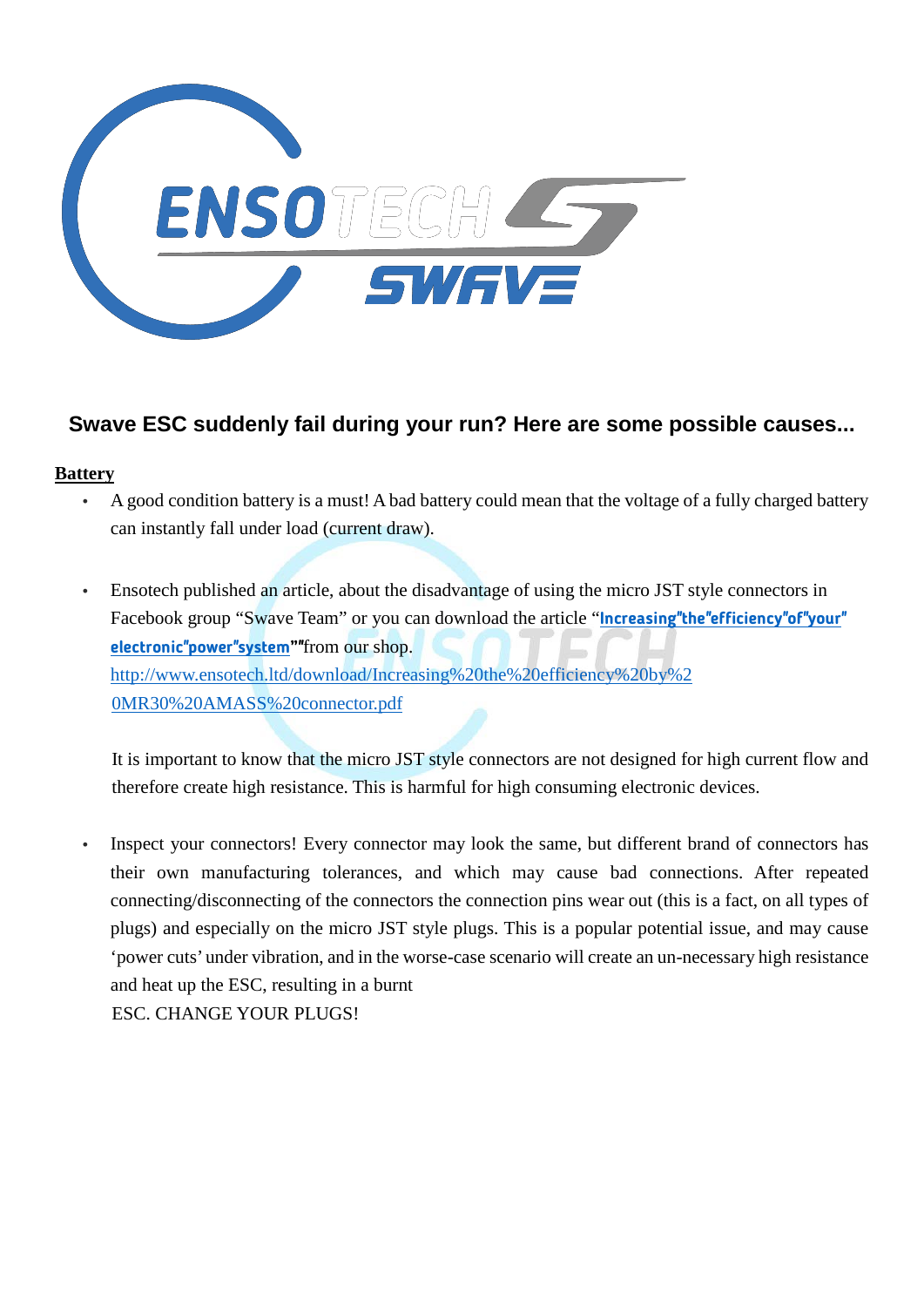## Swave ESC suddenly fail during your run? Here are some possible causes...

**Battery**

- A good condition battery is a must! A bad battery could mean that the voltage of a fully charged battery can instantly fall under load (current draw).

- Ensotech published an article, about the disadvantage of using the micro JST style connectors in Facebook group “Swave Team” or you can download the article “**Increasing"the"efficiency"of"your" electronic"power"system**""from our shop.
  http://www.ensotech.ltd/download/Increasing%20the%20efficiency%20by%20MR30%20AMASS%20connector.pdf

  It is important to know that the micro JST style connectors are not designed for high current flow and therefore create high resistance. This is harmful for high consuming electronic devices.

- Inspect your connectors! Every connector may look the same, but different brand of connectors has their own manufacturing tolerances, and which may cause bad connections. After repeated connecting/disconnecting of the connectors the connection pins wear out (this is a fact, on all types of plugs) and especially on the micro JST style plugs. This is a popular potential issue, and may cause ‘power cuts’ under vibration, and in the worse-case scenario will create an un-necessary high resistance and heat up the ESC, resulting in a burnt
  ESC. CHANGE YOUR PLUGS!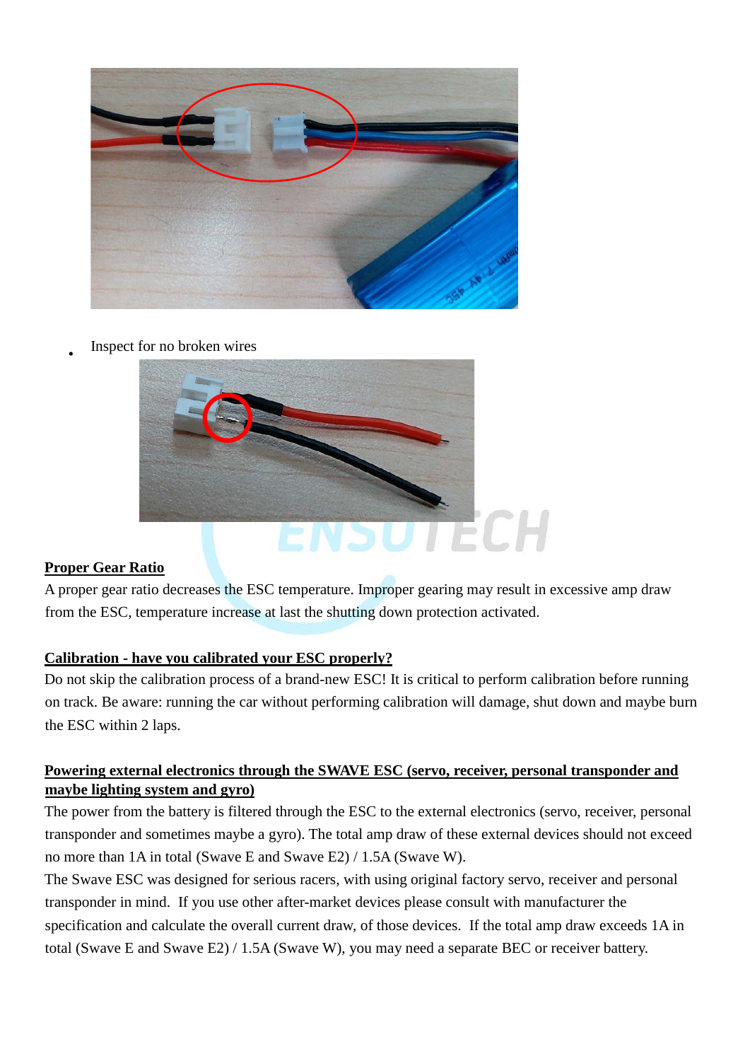- Inspect for no broken wires

**Proper Gear Ratio**

A proper gear ratio decreases the ESC temperature. Improper gearing may result in excessive amp draw from the ESC, temperature increase at last the shutting down protection activated.

**Calibration - have you calibrated your ESC properly?**

Do not skip the calibration process of a brand-new ESC! It is critical to perform calibration before running on track. Be aware: running the car without performing calibration will damage, shut down and maybe burn the ESC within 2 laps.

**Powering external electronics through the SWAVE ESC (servo, receiver, personal transponder and maybe lighting system and gyro)**

The power from the battery is filtered through the ESC to the external electronics (servo, receiver, personal transponder and sometimes maybe a gyro). The total amp draw of these external devices should not exceed no more than 1A in total (Swave E and Swave E2) / 1.5A (Swave W).

The Swave ESC was designed for serious racers, with using original factory servo, receiver and personal transponder in mind. If you use other after-market devices please consult with manufacturer the specification and calculate the overall current draw, of those devices. If the total amp draw exceeds 1A in total (Swave E and Swave E2) / 1.5A (Swave W), you may need a separate BEC or receiver battery.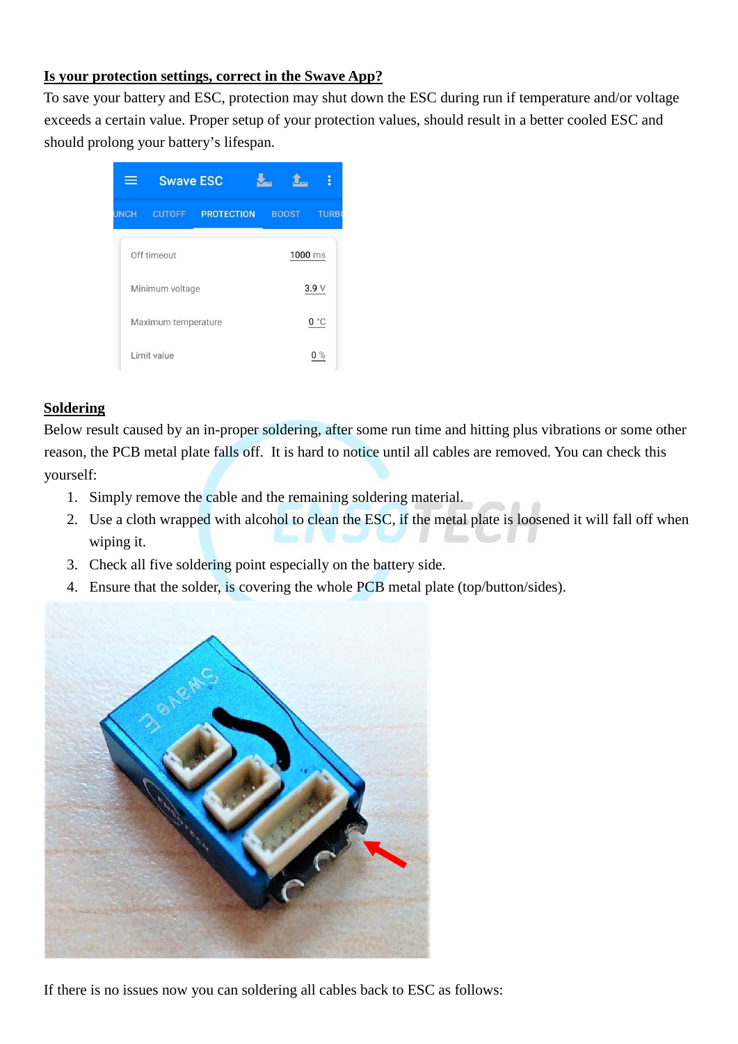**Is your protection settings, correct in the Swave App?**

To save your battery and ESC, protection may shut down the ESC during run if temperature and/or voltage exceeds a certain value. Proper setup of your protection values, should result in a better cooled ESC and should prolong your battery's lifespan.

**Soldering**

Below result caused by an in-proper soldering, after some run time and hitting plus vibrations or some other reason, the PCB metal plate falls off. It is hard to notice until all cables are removed. You can check this yourself:

1. Simply remove the cable and the remaining soldering material.
2. Use a cloth wrapped with alcohol to clean the ESC, if the metal plate is loosened it will fall off when wiping it.
3. Check all five soldering point especially on the battery side.
4. Ensure that the solder, is covering the whole PCB metal plate (top/button/sides).

If there is no issues now you can soldering all cables back to ESC as follows: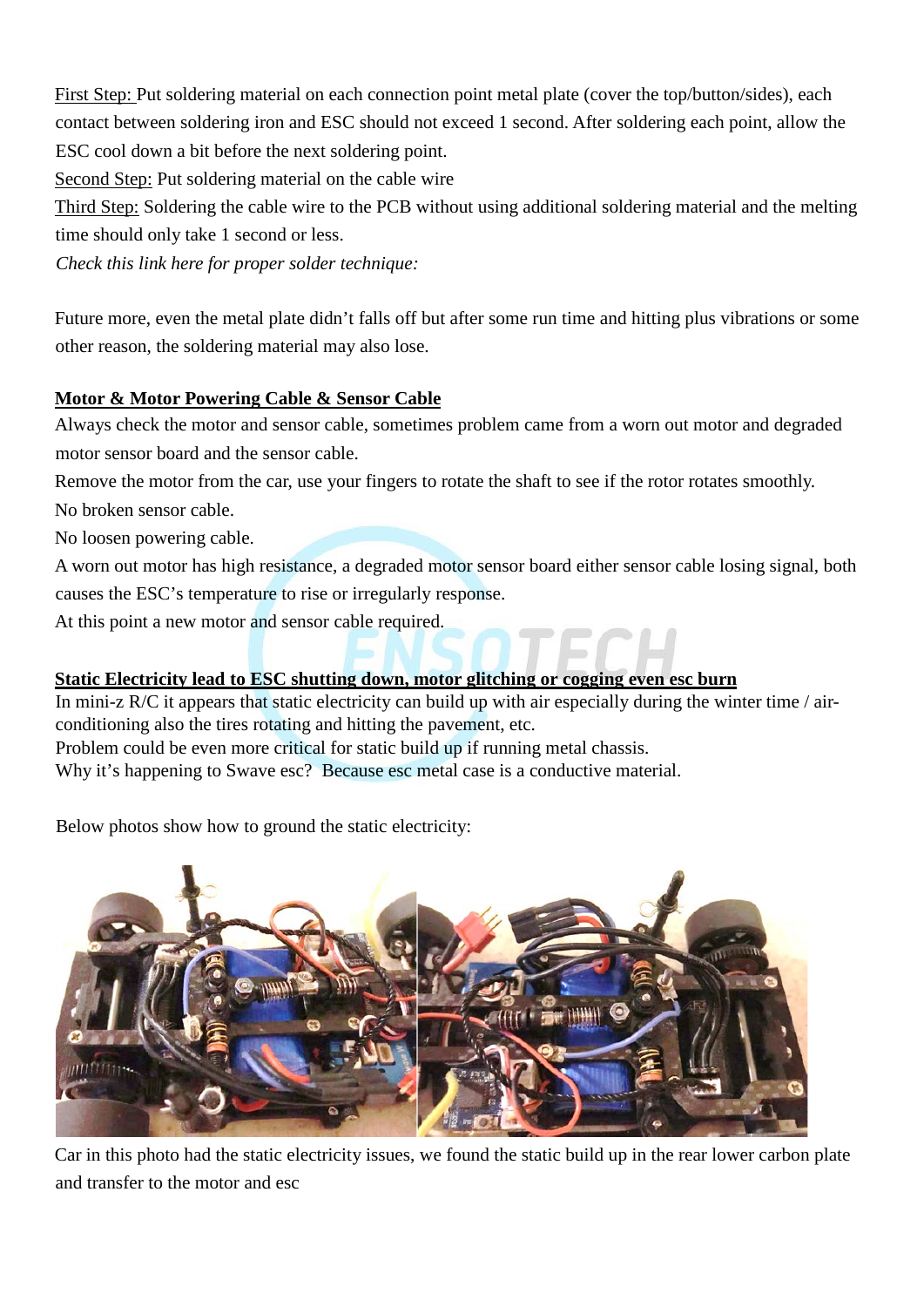First Step: Put soldering material on each connection point metal plate (cover the top/button/sides), each contact between soldering iron and ESC should not exceed 1 second. After soldering each point, allow the ESC cool down a bit before the next soldering point.

Second Step: Put soldering material on the cable wire

Third Step: Soldering the cable wire to the PCB without using additional soldering material and the melting time should only take 1 second or less.

*Check this link here for proper solder technique:*

Future more, even the metal plate didn't falls off but after some run time and hitting plus vibrations or some other reason, the soldering material may also lose.

**Motor & Motor Powering Cable & Sensor Cable**

Always check the motor and sensor cable, sometimes problem came from a worn out motor and degraded motor sensor board and the sensor cable.

Remove the motor from the car, use your fingers to rotate the shaft to see if the rotor rotates smoothly.

No broken sensor cable.

No loosen powering cable.

A worn out motor has high resistance, a degraded motor sensor board either sensor cable losing signal, both causes the ESC's temperature to rise or irregularly response.

At this point a new motor and sensor cable required.

**Static Electricity lead to ESC shutting down, motor glitching or cogging even esc burn**

In mini-z R/C it appears that static electricity can build up with air especially during the winter time / air-conditioning also the tires rotating and hitting the pavement, etc.

Problem could be even more critical for static build up if running metal chassis.

Why it's happening to Swave esc? Because esc metal case is a conductive material.

Below photos show how to ground the static electricity:

Car in this photo had the static electricity issues, we found the static build up in the rear lower carbon plate and transfer to the motor and esc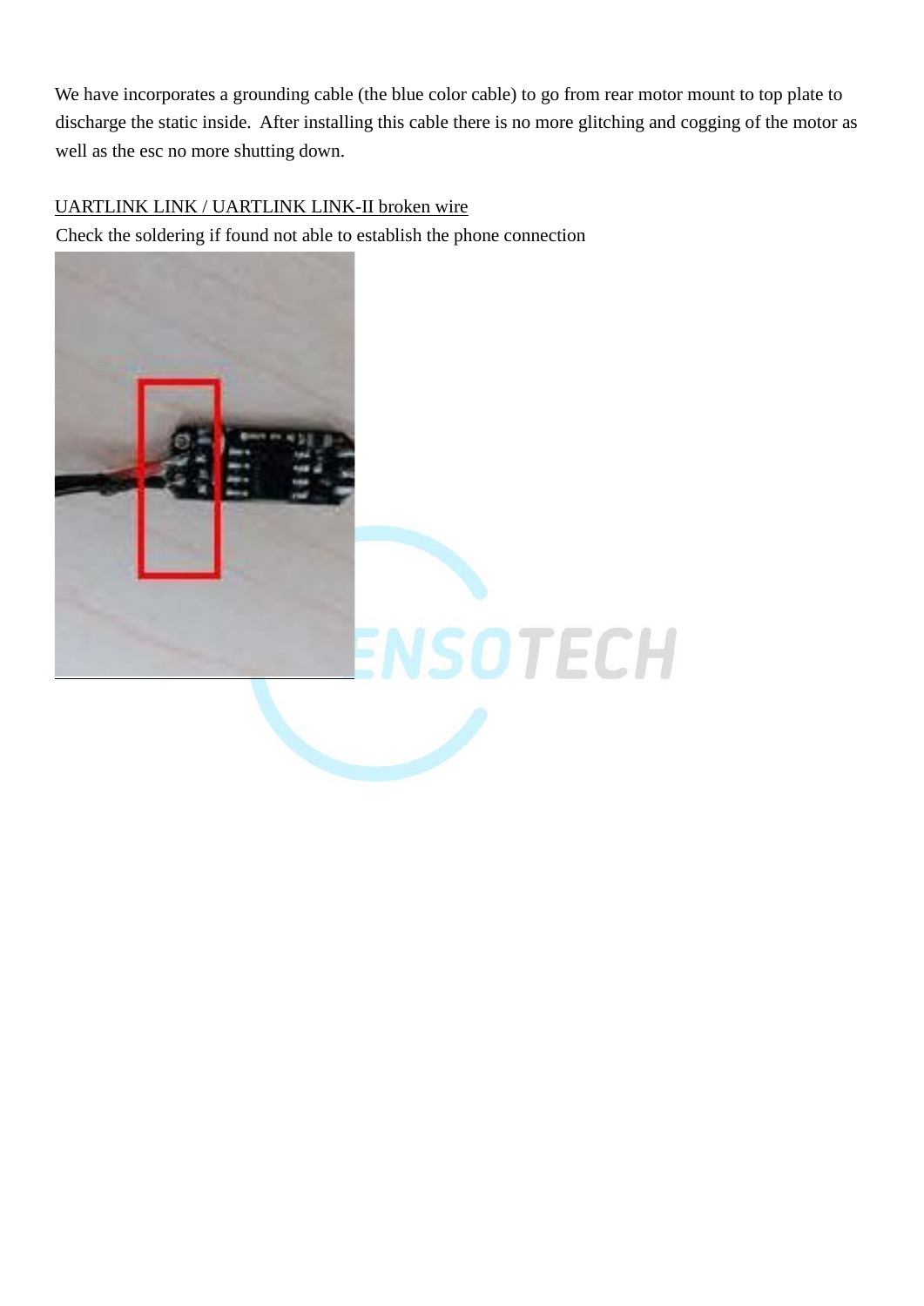We have incorporates a grounding cable (the blue color cable) to go from rear motor mount to top plate to discharge the static inside. After installing this cable there is no more glitching and cogging of the motor as well as the esc no more shutting down.

UARTLINK LINK / UARTLINK LINK-II broken wire

Check the soldering if found not able to establish the phone connection